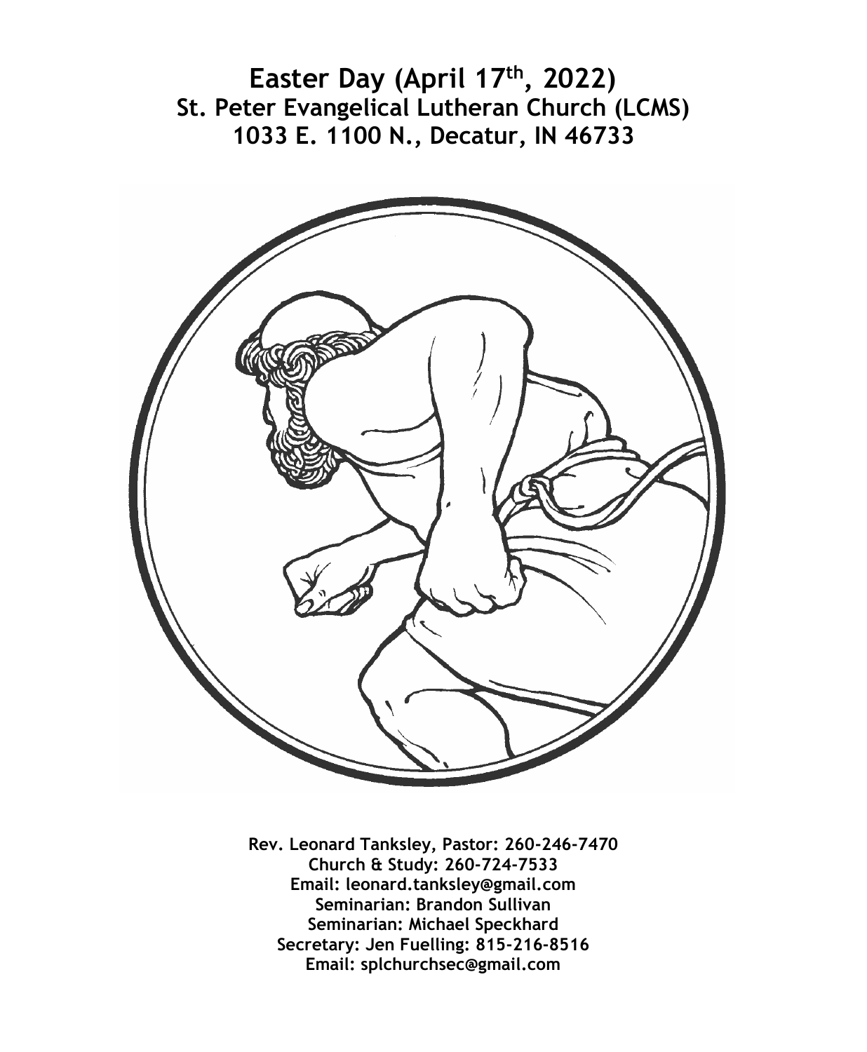# Easter Day (April 17th, 2022)
## St. Peter Evangelical Lutheran Church (LCMS)
## 1033 E. 1100 N., Decatur, IN 46733

**Rev. Leonard Tanksley, Pastor: 260-246-7470**
**Church & Study: 260-724-7533**
**Email: leonard.tanksley@gmail.com**
**Seminarian: Brandon Sullivan**
**Seminarian: Michael Speckhard**
**Secretary: Jen Fuelling: 815-216-8516**
**Email: splchurchsec@gmail.com**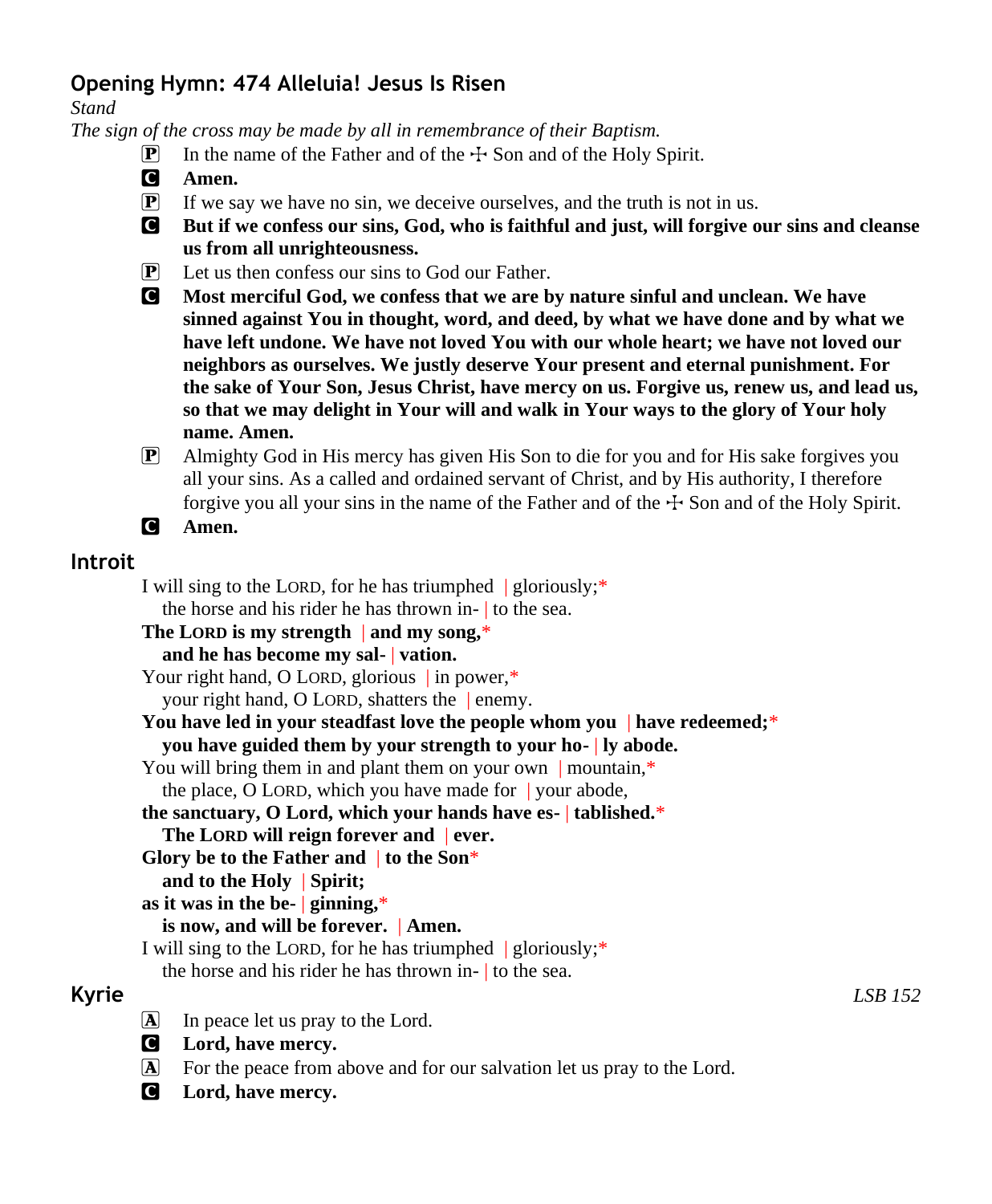## Opening Hymn: 474 Alleluia! Jesus Is Risen

*Stand*

*The sign of the cross may be made by all in remembrance of their Baptism.*

P In the name of the Father and of the ☩ Son and of the Holy Spirit.

C **Amen.**

P If we say we have no sin, we deceive ourselves, and the truth is not in us.

C **But if we confess our sins, God, who is faithful and just, will forgive our sins and cleanse us from all unrighteousness.**

P Let us then confess our sins to God our Father.

C **Most merciful God, we confess that we are by nature sinful and unclean. We have sinned against You in thought, word, and deed, by what we have done and by what we have left undone. We have not loved You with our whole heart; we have not loved our neighbors as ourselves. We justly deserve Your present and eternal punishment. For the sake of Your Son, Jesus Christ, have mercy on us. Forgive us, renew us, and lead us, so that we may delight in Your will and walk in Your ways to the glory of Your holy name. Amen.**

P Almighty God in His mercy has given His Son to die for you and for His sake forgives you all your sins. As a called and ordained servant of Christ, and by His authority, I therefore forgive you all your sins in the name of the Father and of the ☩ Son and of the Holy Spirit.

C **Amen.**

## Introit

I will sing to the LORD, for he has triumphed | gloriously;*
the horse and his rider he has thrown in- | to the sea.

**The LORD is my strength | and my song,***
**and he has become my sal- | vation.**

Your right hand, O LORD, glorious | in power,*
your right hand, O LORD, shatters the | enemy.

**You have led in your steadfast love the people whom you | have redeemed;***
**you have guided them by your strength to your ho- | ly abode.**

You will bring them in and plant them on your own | mountain,*
the place, O LORD, which you have made for | your abode,

**the sanctuary, O Lord, which your hands have es- | tablished.***
**The LORD will reign forever and | ever.**

**Glory be to the Father and | to the Son***
**and to the Holy | Spirit;**
**as it was in the be- | ginning,***
**is now, and will be forever. | Amen.**

I will sing to the LORD, for he has triumphed | gloriously;*
the horse and his rider he has thrown in- | to the sea.

## Kyrie

*LSB 152*

A In peace let us pray to the Lord.

C **Lord, have mercy.**

A For the peace from above and for our salvation let us pray to the Lord.

C **Lord, have mercy.**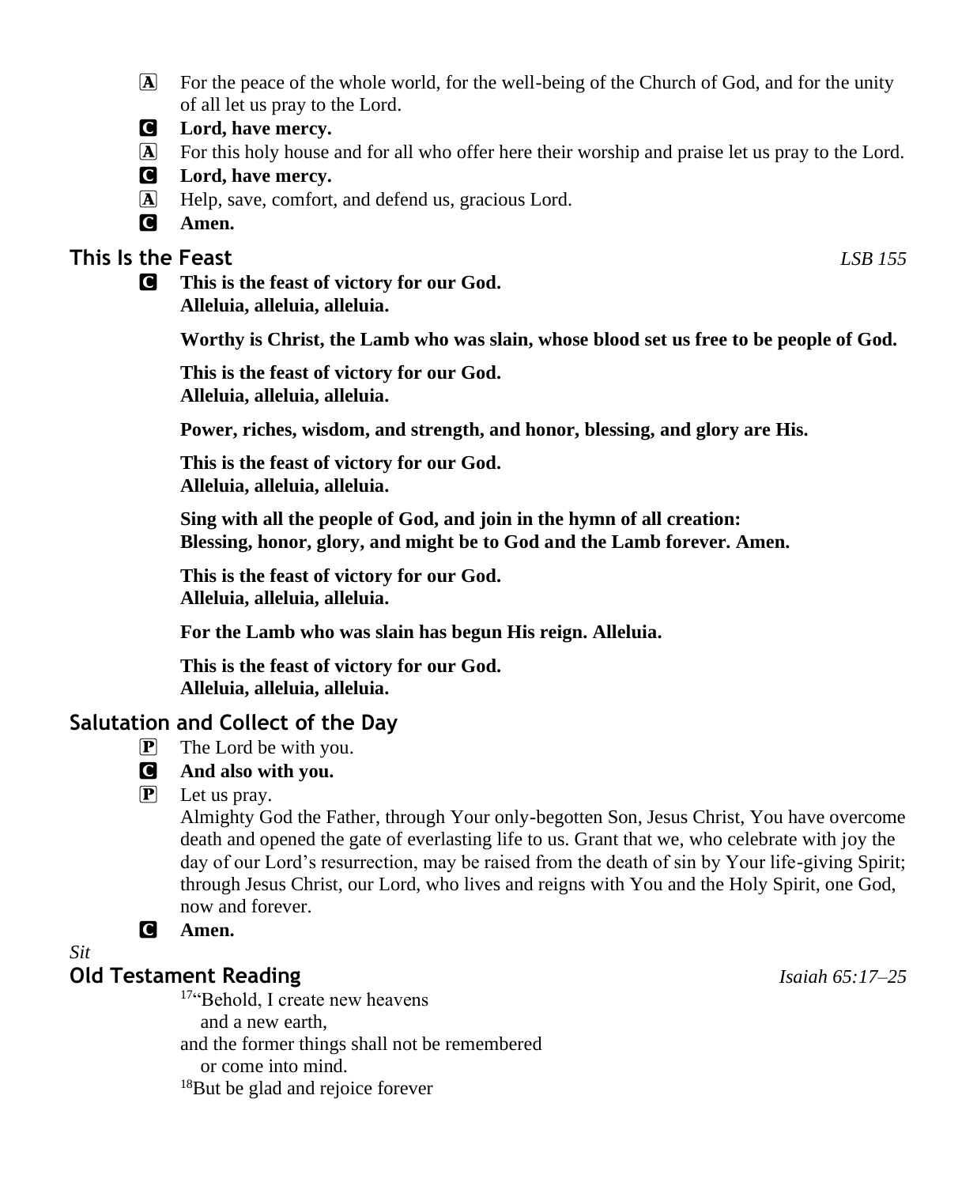A For the peace of the whole world, for the well-being of the Church of God, and for the unity of all let us pray to the Lord.

C **Lord, have mercy.**

A For this holy house and for all who offer here their worship and praise let us pray to the Lord.

C **Lord, have mercy.**

A Help, save, comfort, and defend us, gracious Lord.

C **Amen.**

## This Is the Feast *LSB 155*

C **This is the feast of victory for our God.**
**Alleluia, alleluia, alleluia.**

**Worthy is Christ, the Lamb who was slain, whose blood set us free to be people of God.**

**This is the feast of victory for our God.**
**Alleluia, alleluia, alleluia.**

**Power, riches, wisdom, and strength, and honor, blessing, and glory are His.**

**This is the feast of victory for our God.**
**Alleluia, alleluia, alleluia.**

**Sing with all the people of God, and join in the hymn of all creation:**
**Blessing, honor, glory, and might be to God and the Lamb forever. Amen.**

**This is the feast of victory for our God.**
**Alleluia, alleluia, alleluia.**

**For the Lamb who was slain has begun His reign. Alleluia.**

**This is the feast of victory for our God.**
**Alleluia, alleluia, alleluia.**

## Salutation and Collect of the Day

P The Lord be with you.

C **And also with you.**

P Let us pray.
Almighty God the Father, through Your only-begotten Son, Jesus Christ, You have overcome death and opened the gate of everlasting life to us. Grant that we, who celebrate with joy the day of our Lord's resurrection, may be raised from the death of sin by Your life-giving Spirit; through Jesus Christ, our Lord, who lives and reigns with You and the Holy Spirit, one God, now and forever.

C **Amen.**

*Sit*

## Old Testament Reading *Isaiah 65:17–25*

[17]"Behold, I create new heavens
and a new earth,
and the former things shall not be remembered
or come into mind.
[18]But be glad and rejoice forever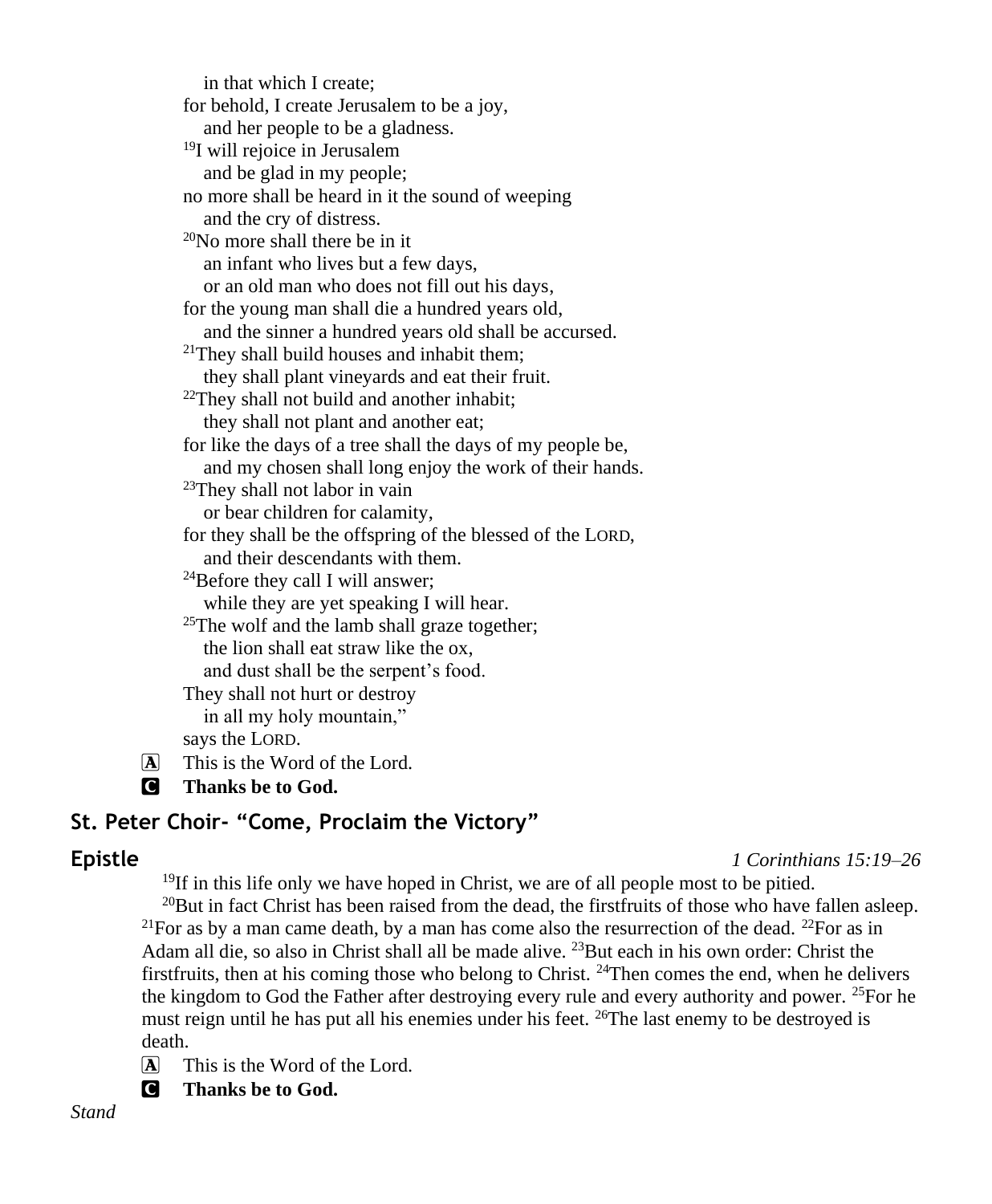in that which I create;
for behold, I create Jerusalem to be a joy,
and her people to be a gladness.
[19]I will rejoice in Jerusalem
and be glad in my people;
no more shall be heard in it the sound of weeping
and the cry of distress.
[20]No more shall there be in it
an infant who lives but a few days,
or an old man who does not fill out his days,
for the young man shall die a hundred years old,
and the sinner a hundred years old shall be accursed.
[21]They shall build houses and inhabit them;
they shall plant vineyards and eat their fruit.
[22]They shall not build and another inhabit;
they shall not plant and another eat;
for like the days of a tree shall the days of my people be,
and my chosen shall long enjoy the work of their hands.
[23]They shall not labor in vain
or bear children for calamity,
for they shall be the offspring of the blessed of the LORD,
and their descendants with them.
[24]Before they call I will answer;
while they are yet speaking I will hear.
[25]The wolf and the lamb shall graze together;
the lion shall eat straw like the ox,
and dust shall be the serpent's food.
They shall not hurt or destroy
in all my holy mountain,"
says the LORD.

A This is the Word of the Lord.

C **Thanks be to God.**

## St. Peter Choir- "Come, Proclaim the Victory"

## Epistle *1 Corinthians 15:19–26*

[19]If in this life only we have hoped in Christ, we are of all people most to be pitied. [20]But in fact Christ has been raised from the dead, the firstfruits of those who have fallen asleep. [21]For as by a man came death, by a man has come also the resurrection of the dead. [22]For as in Adam all die, so also in Christ shall all be made alive. [23]But each in his own order: Christ the firstfruits, then at his coming those who belong to Christ. [24]Then comes the end, when he delivers the kingdom to God the Father after destroying every rule and every authority and power. [25]For he must reign until he has put all his enemies under his feet. [26]The last enemy to be destroyed is death.

A This is the Word of the Lord.

C **Thanks be to God.**

*Stand*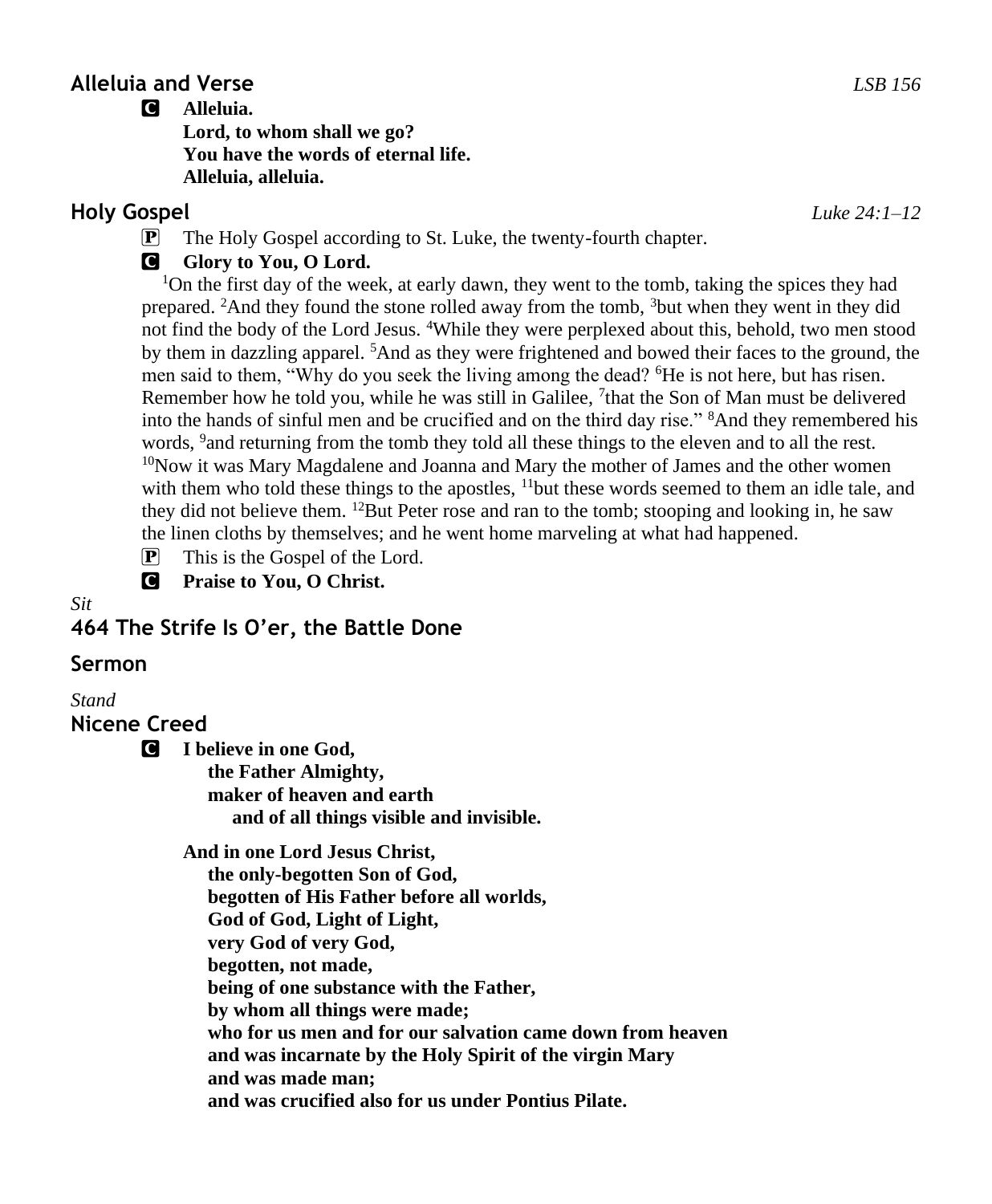## Alleluia and Verse *LSB 156*

**C** **Alleluia.**
**Lord, to whom shall we go?**
**You have the words of eternal life.**
**Alleluia, alleluia.**

## Holy Gospel *Luke 24:1–12*

**P** The Holy Gospel according to St. Luke, the twenty-fourth chapter.

**C** **Glory to You, O Lord.**

[1]On the first day of the week, at early dawn, they went to the tomb, taking the spices they had prepared. [2]And they found the stone rolled away from the tomb, [3]but when they went in they did not find the body of the Lord Jesus. [4]While they were perplexed about this, behold, two men stood by them in dazzling apparel. [5]And as they were frightened and bowed their faces to the ground, the men said to them, "Why do you seek the living among the dead? [6]He is not here, but has risen. Remember how he told you, while he was still in Galilee, [7]that the Son of Man must be delivered into the hands of sinful men and be crucified and on the third day rise." [8]And they remembered his words, [9]and returning from the tomb they told all these things to the eleven and to all the rest. [10]Now it was Mary Magdalene and Joanna and Mary the mother of James and the other women with them who told these things to the apostles, [11]but these words seemed to them an idle tale, and they did not believe them. [12]But Peter rose and ran to the tomb; stooping and looking in, he saw the linen cloths by themselves; and he went home marveling at what had happened.

**P** This is the Gospel of the Lord.

**C** **Praise to You, O Christ.**

*Sit*

## 464 The Strife Is O'er, the Battle Done

## Sermon

*Stand*

## Nicene Creed

**C** **I believe in one God,**
**the Father Almighty,**
**maker of heaven and earth**
**and of all things visible and invisible.**

**And in one Lord Jesus Christ,**
**the only-begotten Son of God,**
**begotten of His Father before all worlds,**
**God of God, Light of Light,**
**very God of very God,**
**begotten, not made,**
**being of one substance with the Father,**
**by whom all things were made;**
**who for us men and for our salvation came down from heaven**
**and was incarnate by the Holy Spirit of the virgin Mary**
**and was made man;**
**and was crucified also for us under Pontius Pilate.**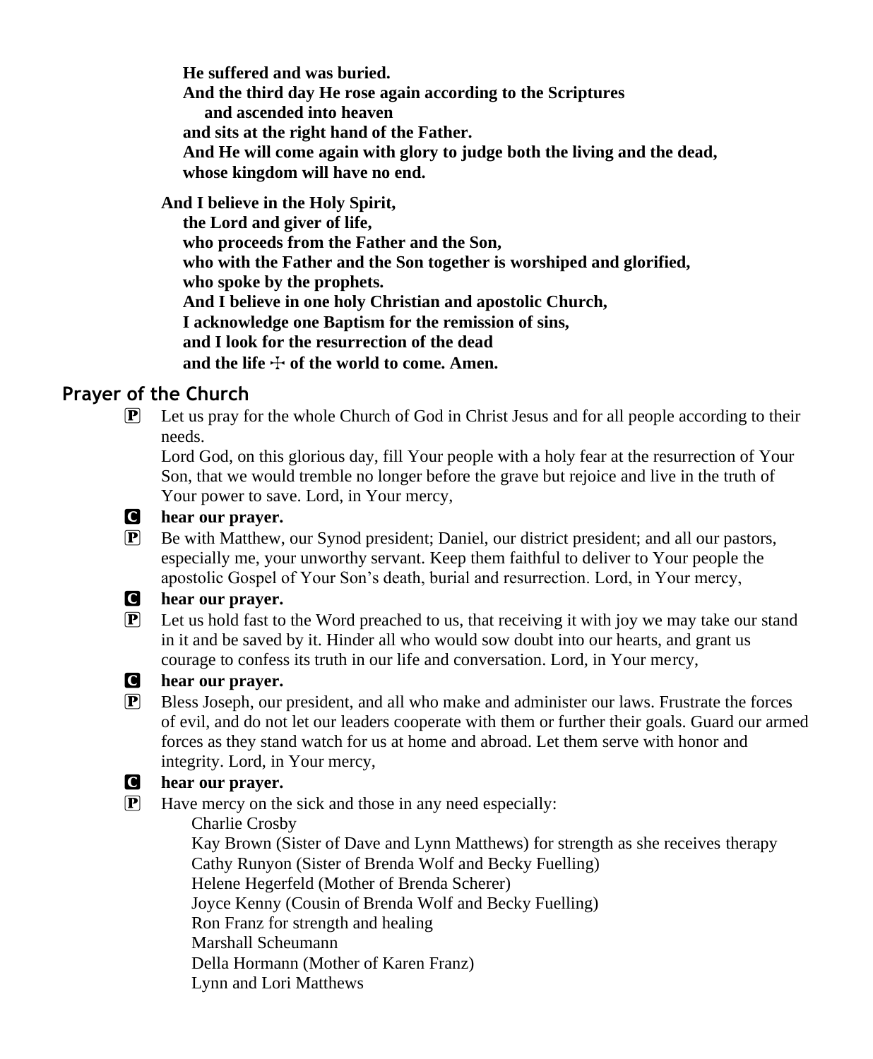**He suffered and was buried.**
**And the third day He rose again according to the Scriptures**
**and ascended into heaven**
**and sits at the right hand of the Father.**
**And He will come again with glory to judge both the living and the dead,**
**whose kingdom will have no end.**

**And I believe in the Holy Spirit,**
**the Lord and giver of life,**
**who proceeds from the Father and the Son,**
**who with the Father and the Son together is worshiped and glorified,**
**who spoke by the prophets.**
**And I believe in one holy Christian and apostolic Church,**
**I acknowledge one Baptism for the remission of sins,**
**and I look for the resurrection of the dead**
**and the life ☩ of the world to come. Amen.**

## Prayer of the Church

P Let us pray for the whole Church of God in Christ Jesus and for all people according to their needs.
Lord God, on this glorious day, fill Your people with a holy fear at the resurrection of Your Son, that we would tremble no longer before the grave but rejoice and live in the truth of Your power to save. Lord, in Your mercy,

C **hear our prayer.**

P Be with Matthew, our Synod president; Daniel, our district president; and all our pastors, especially me, your unworthy servant. Keep them faithful to deliver to Your people the apostolic Gospel of Your Son's death, burial and resurrection. Lord, in Your mercy,

C **hear our prayer.**

P Let us hold fast to the Word preached to us, that receiving it with joy we may take our stand in it and be saved by it. Hinder all who would sow doubt into our hearts, and grant us courage to confess its truth in our life and conversation. Lord, in Your mercy,

C **hear our prayer.**

P Bless Joseph, our president, and all who make and administer our laws. Frustrate the forces of evil, and do not let our leaders cooperate with them or further their goals. Guard our armed forces as they stand watch for us at home and abroad. Let them serve with honor and integrity. Lord, in Your mercy,

C **hear our prayer.**

P Have mercy on the sick and those in any need especially:
Charlie Crosby
Kay Brown (Sister of Dave and Lynn Matthews) for strength as she receives therapy
Cathy Runyon (Sister of Brenda Wolf and Becky Fuelling)
Helene Hegerfeld (Mother of Brenda Scherer)
Joyce Kenny (Cousin of Brenda Wolf and Becky Fuelling)
Ron Franz for strength and healing
Marshall Scheumann
Della Hormann (Mother of Karen Franz)
Lynn and Lori Matthews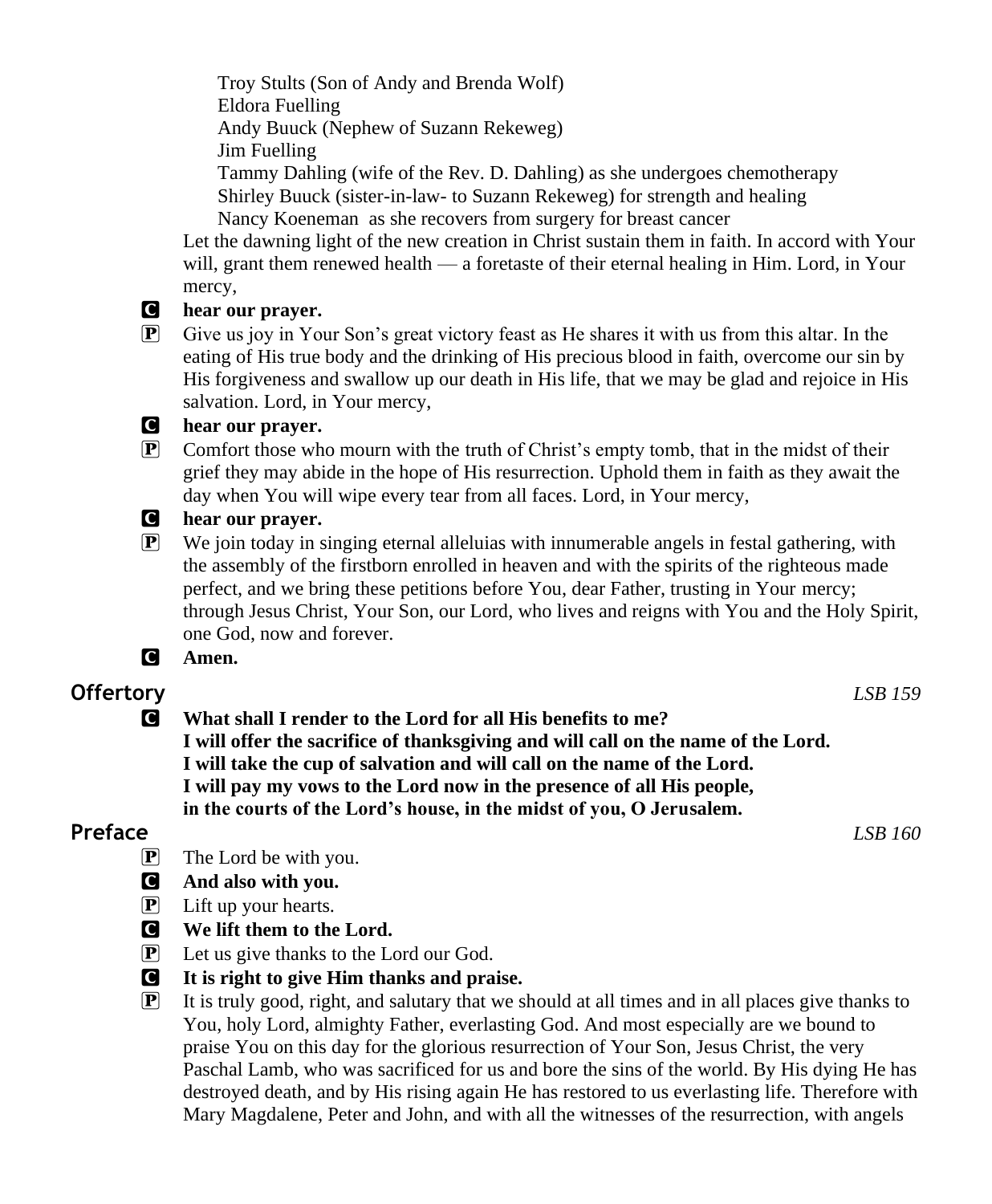Troy Stults (Son of Andy and Brenda Wolf)
Eldora Fuelling
Andy Buuck (Nephew of Suzann Rekeweg)
Jim Fuelling
Tammy Dahling (wife of the Rev. D. Dahling) as she undergoes chemotherapy
Shirley Buuck (sister-in-law- to Suzann Rekeweg) for strength and healing
Nancy Koeneman as she recovers from surgery for breast cancer

Let the dawning light of the new creation in Christ sustain them in faith. In accord with Your will, grant them renewed health — a foretaste of their eternal healing in Him. Lord, in Your mercy,

C **hear our prayer.**

P Give us joy in Your Son's great victory feast as He shares it with us from this altar. In the eating of His true body and the drinking of His precious blood in faith, overcome our sin by His forgiveness and swallow up our death in His life, that we may be glad and rejoice in His salvation. Lord, in Your mercy,

C **hear our prayer.**

P Comfort those who mourn with the truth of Christ's empty tomb, that in the midst of their grief they may abide in the hope of His resurrection. Uphold them in faith as they await the day when You will wipe every tear from all faces. Lord, in Your mercy,

C **hear our prayer.**

P We join today in singing eternal alleluias with innumerable angels in festal gathering, with the assembly of the firstborn enrolled in heaven and with the spirits of the righteous made perfect, and we bring these petitions before You, dear Father, trusting in Your mercy; through Jesus Christ, Your Son, our Lord, who lives and reigns with You and the Holy Spirit, one God, now and forever.

C **Amen.**

## Offertory *LSB 159*

C **What shall I render to the Lord for all His benefits to me?**
**I will offer the sacrifice of thanksgiving and will call on the name of the Lord.**
**I will take the cup of salvation and will call on the name of the Lord.**
**I will pay my vows to the Lord now in the presence of all His people,**
**in the courts of the Lord's house, in the midst of you, O Jerusalem.**

## Preface *LSB 160*

P The Lord be with you.

C **And also with you.**

P Lift up your hearts.

C **We lift them to the Lord.**

P Let us give thanks to the Lord our God.

C **It is right to give Him thanks and praise.**

P It is truly good, right, and salutary that we should at all times and in all places give thanks to You, holy Lord, almighty Father, everlasting God. And most especially are we bound to praise You on this day for the glorious resurrection of Your Son, Jesus Christ, the very Paschal Lamb, who was sacrificed for us and bore the sins of the world. By His dying He has destroyed death, and by His rising again He has restored to us everlasting life. Therefore with Mary Magdalene, Peter and John, and with all the witnesses of the resurrection, with angels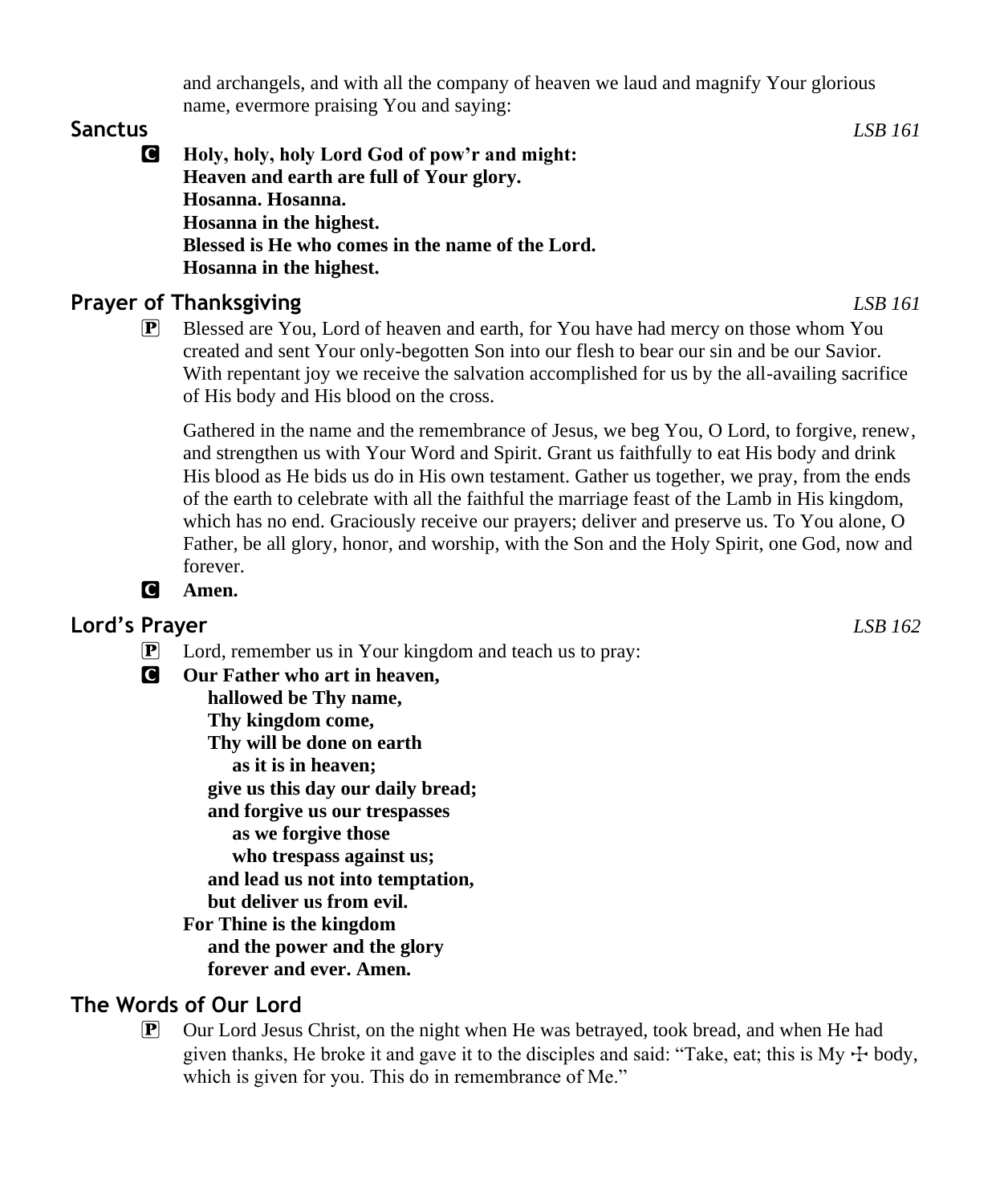and archangels, and with all the company of heaven we laud and magnify Your glorious name, evermore praising You and saying:

## Sanctus *LSB 161*

C **Holy, holy, holy Lord God of pow'r and might:**
**Heaven and earth are full of Your glory.**
**Hosanna. Hosanna.**
**Hosanna in the highest.**
**Blessed is He who comes in the name of the Lord.**
**Hosanna in the highest.**

## Prayer of Thanksgiving *LSB 161*

P Blessed are You, Lord of heaven and earth, for You have had mercy on those whom You created and sent Your only-begotten Son into our flesh to bear our sin and be our Savior. With repentant joy we receive the salvation accomplished for us by the all-availing sacrifice of His body and His blood on the cross.

Gathered in the name and the remembrance of Jesus, we beg You, O Lord, to forgive, renew, and strengthen us with Your Word and Spirit. Grant us faithfully to eat His body and drink His blood as He bids us do in His own testament. Gather us together, we pray, from the ends of the earth to celebrate with all the faithful the marriage feast of the Lamb in His kingdom, which has no end. Graciously receive our prayers; deliver and preserve us. To You alone, O Father, be all glory, honor, and worship, with the Son and the Holy Spirit, one God, now and forever.

C **Amen.**

## Lord's Prayer *LSB 162*

P Lord, remember us in Your kingdom and teach us to pray:

C **Our Father who art in heaven,**
**hallowed be Thy name,**
**Thy kingdom come,**
**Thy will be done on earth**
**as it is in heaven;**
**give us this day our daily bread;**
**and forgive us our trespasses**
**as we forgive those**
**who trespass against us;**
**and lead us not into temptation,**
**but deliver us from evil.**
**For Thine is the kingdom**
**and the power and the glory**
**forever and ever. Amen.**

## The Words of Our Lord

P Our Lord Jesus Christ, on the night when He was betrayed, took bread, and when He had given thanks, He broke it and gave it to the disciples and said: "Take, eat; this is My ☩ body, which is given for you. This do in remembrance of Me."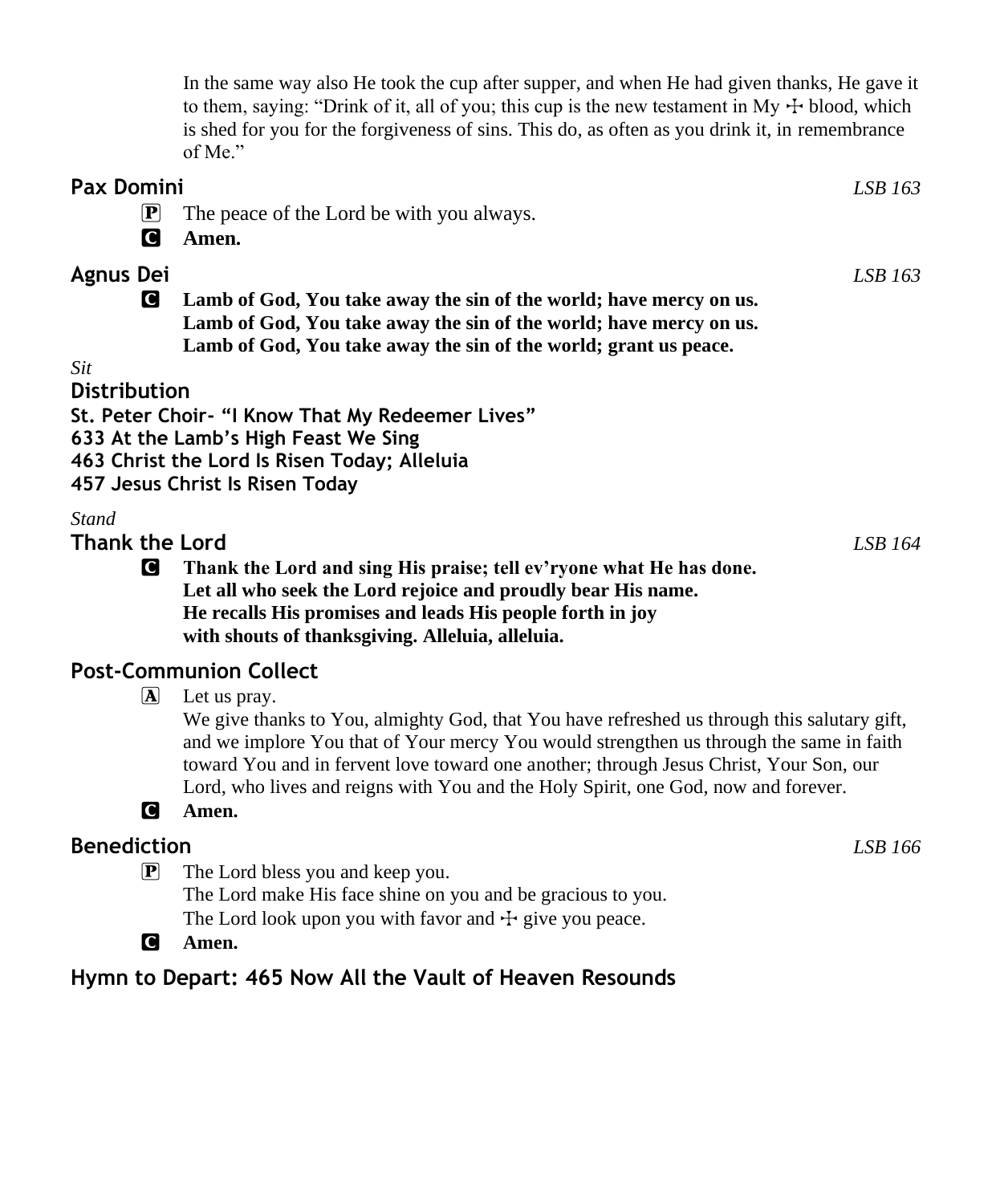In the same way also He took the cup after supper, and when He had given thanks, He gave it to them, saying: "Drink of it, all of you; this cup is the new testament in My ☩ blood, which is shed for you for the forgiveness of sins. This do, as often as you drink it, in remembrance of Me."

## Pax Domini *LSB 163*

P The peace of the Lord be with you always.

C **Amen.**

## Agnus Dei *LSB 163*

C **Lamb of God, You take away the sin of the world; have mercy on us.**
**Lamb of God, You take away the sin of the world; have mercy on us.**
**Lamb of God, You take away the sin of the world; grant us peace.**

*Sit*

## Distribution

**St. Peter Choir- "I Know That My Redeemer Lives"**
**633 At the Lamb's High Feast We Sing**
**463 Christ the Lord Is Risen Today; Alleluia**
**457 Jesus Christ Is Risen Today**

*Stand*

## Thank the Lord *LSB 164*

C **Thank the Lord and sing His praise; tell ev'ryone what He has done.**
**Let all who seek the Lord rejoice and proudly bear His name.**
**He recalls His promises and leads His people forth in joy**
**with shouts of thanksgiving. Alleluia, alleluia.**

## Post-Communion Collect

A Let us pray.
We give thanks to You, almighty God, that You have refreshed us through this salutary gift, and we implore You that of Your mercy You would strengthen us through the same in faith toward You and in fervent love toward one another; through Jesus Christ, Your Son, our Lord, who lives and reigns with You and the Holy Spirit, one God, now and forever.

C **Amen.**

## Benediction *LSB 166*

P The Lord bless you and keep you.
The Lord make His face shine on you and be gracious to you.
The Lord look upon you with favor and ☩ give you peace.

C **Amen.**

## Hymn to Depart: 465 Now All the Vault of Heaven Resounds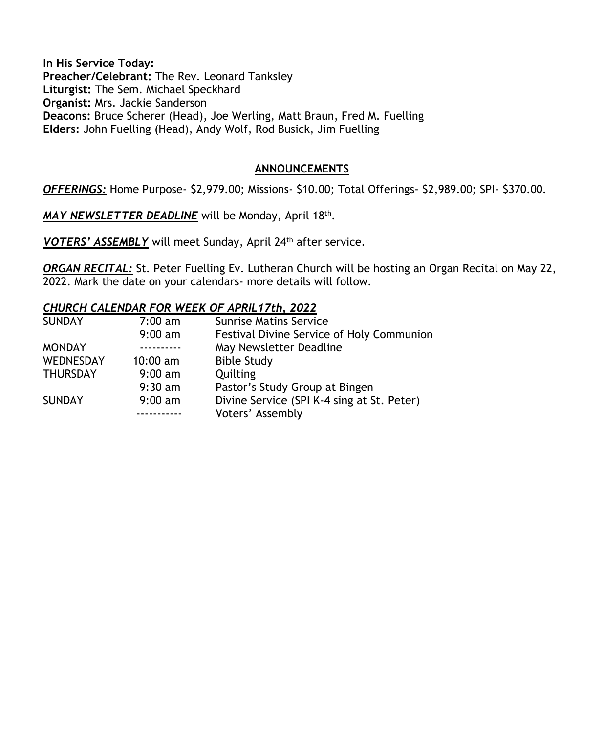**In His Service Today:**
**Preacher/Celebrant:** The Rev. Leonard Tanksley
**Liturgist:** The Sem. Michael Speckhard
**Organist:** Mrs. Jackie Sanderson
**Deacons:** Bruce Scherer (Head), Joe Werling, Matt Braun, Fred M. Fuelling
**Elders:** John Fuelling (Head), Andy Wolf, Rod Busick, Jim Fuelling

## ANNOUNCEMENTS

***OFFERINGS:*** Home Purpose- $2,979.00; Missions- $10.00; Total Offerings- $2,989.00; SPI- $370.00.

***MAY NEWSLETTER DEADLINE*** will be Monday, April 18th.

***VOTERS' ASSEMBLY*** will meet Sunday, April 24th after service.

***ORGAN RECITAL:*** St. Peter Fuelling Ev. Lutheran Church will be hosting an Organ Recital on May 22, 2022. Mark the date on your calendars- more details will follow.

***CHURCH CALENDAR FOR WEEK OF APRIL17th, 2022***

| | | |
|---|---|---|
| SUNDAY | 7:00 am | Sunrise Matins Service |
| | 9:00 am | Festival Divine Service of Holy Communion |
| MONDAY | ---------- | May Newsletter Deadline |
| WEDNESDAY | 10:00 am | Bible Study |
| THURSDAY | 9:00 am | Quilting |
| | 9:30 am | Pastor's Study Group at Bingen |
| SUNDAY | 9:00 am | Divine Service (SPI K-4 sing at St. Peter) |
| | ----------- | Voters' Assembly |